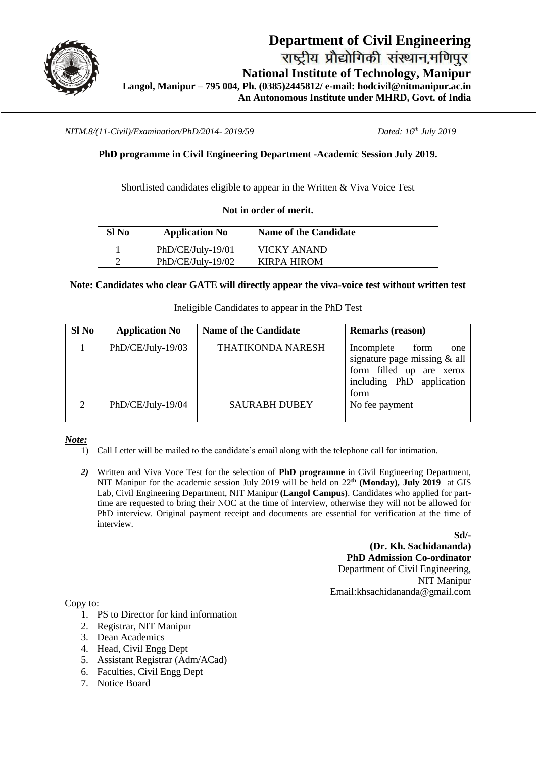# Department of Civil Engineering

राष्ट्रीय प्रौद्योगिकी संस्थान,मणिपुर

**National Institute of Technology, Manipur**

**Langol, Manipur – 795 004, Ph. (0385)2445812/ e-mail: hodcivil@nitmanipur.ac.in**

**An Autonomous Institute under MHRD, Govt. of India**

---

*NITM.8/(11-Civil)/Examination/PhD/2014- 2019/59* *Dated: 16th July 2019*

**PhD programme in Civil Engineering Department -Academic Session July 2019.**

Shortlisted candidates eligible to appear in the Written & Viva Voice Test

**Not in order of merit.**

| Sl No | Application No | Name of the Candidate |
|---|---|---|
| 1 | PhD/CE/July-19/01 | VICKY ANAND |
| 2 | PhD/CE/July-19/02 | KIRPA HIROM |

**Note: Candidates who clear GATE will directly appear the viva-voice test without written test**

Ineligible Candidates to appear in the PhD Test

| Sl No | Application No | Name of the Candidate | Remarks (reason) |
|---|---|---|---|
| 1 | PhD/CE/July-19/03 | THATIKONDA NARESH | Incomplete form one signature page missing & all form filled up are xerox including PhD application form |
| 2 | PhD/CE/July-19/04 | SAURABH DUBEY | No fee payment |

***Note:***

1) Call Letter will be mailed to the candidate's email along with the telephone call for intimation.

*2)* Written and Viva Voce Test for the selection of **PhD programme** in Civil Engineering Department, NIT Manipur for the academic session July 2019 will be held on 22**th (Monday), July 2019** at GIS Lab, Civil Engineering Department, NIT Manipur **(Langol Campus)**. Candidates who applied for part-time are requested to bring their NOC at the time of interview, otherwise they will not be allowed for PhD interview. Original payment receipt and documents are essential for verification at the time of interview.

**Sd/-**

**(Dr. Kh. Sachidananda)**

**PhD Admission Co-ordinator**

Department of Civil Engineering,

NIT Manipur

Email:khsachidananda@gmail.com

Copy to:

1. PS to Director for kind information
2. Registrar, NIT Manipur
3. Dean Academics
4. Head, Civil Engg Dept
5. Assistant Registrar (Adm/ACad)
6. Faculties, Civil Engg Dept
7. Notice Board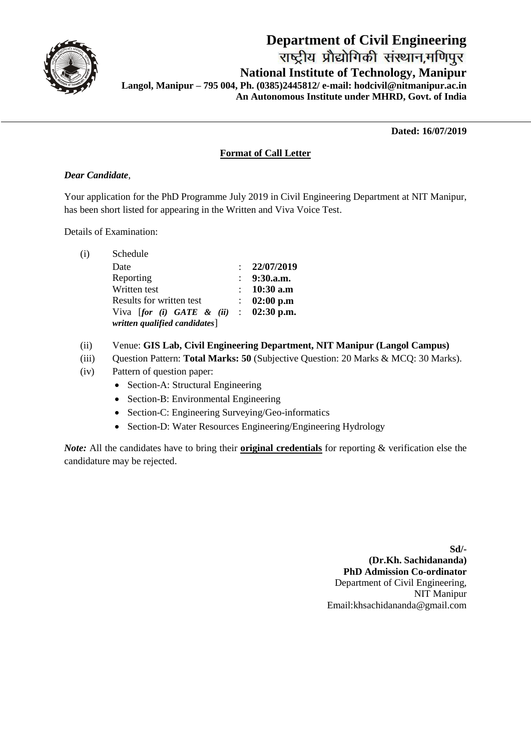# Department of Civil Engineering

राष्ट्रीय प्रौद्योगिकी संस्थान,मणिपुर

**National Institute of Technology, Manipur**

**Langol, Manipur – 795 004, Ph. (0385)2445812/ e-mail: hodcivil@nitmanipur.ac.in**

**An Autonomous Institute under MHRD, Govt. of India**

---

**Dated: 16/07/2019**

**<u>Format of Call Letter</u>**

***Dear Candidate***,

Your application for the PhD Programme July 2019 in Civil Engineering Department at NIT Manipur, has been short listed for appearing in the Written and Viva Voice Test.

Details of Examination:

(i) Schedule

| | | |
|---|---|---|
| Date | : | **22/07/2019** |
| Reporting | : | **9:30.a.m.** |
| Written test | : | **10:30 a.m** |
| Results for written test | : | **02:00 p.m** |
| Viva [***for (i) GATE & (ii) written qualified candidates***] | : | **02:30 p.m.** |

(ii) Venue: **GIS Lab, Civil Engineering Department, NIT Manipur (Langol Campus)**

(iii) Question Pattern: **Total Marks: 50** (Subjective Question: 20 Marks & MCQ: 30 Marks).

(iv) Pattern of question paper:

- Section-A: Structural Engineering
- Section-B: Environmental Engineering
- Section-C: Engineering Surveying/Geo-informatics
- Section-D: Water Resources Engineering/Engineering Hydrology

***Note:*** All the candidates have to bring their **<u>original credentials</u>** for reporting & verification else the candidature may be rejected.

**Sd/-**
**(Dr.Kh. Sachidananda)**
**PhD Admission Co-ordinator**
Department of Civil Engineering,
NIT Manipur
Email:khsachidananda@gmail.com